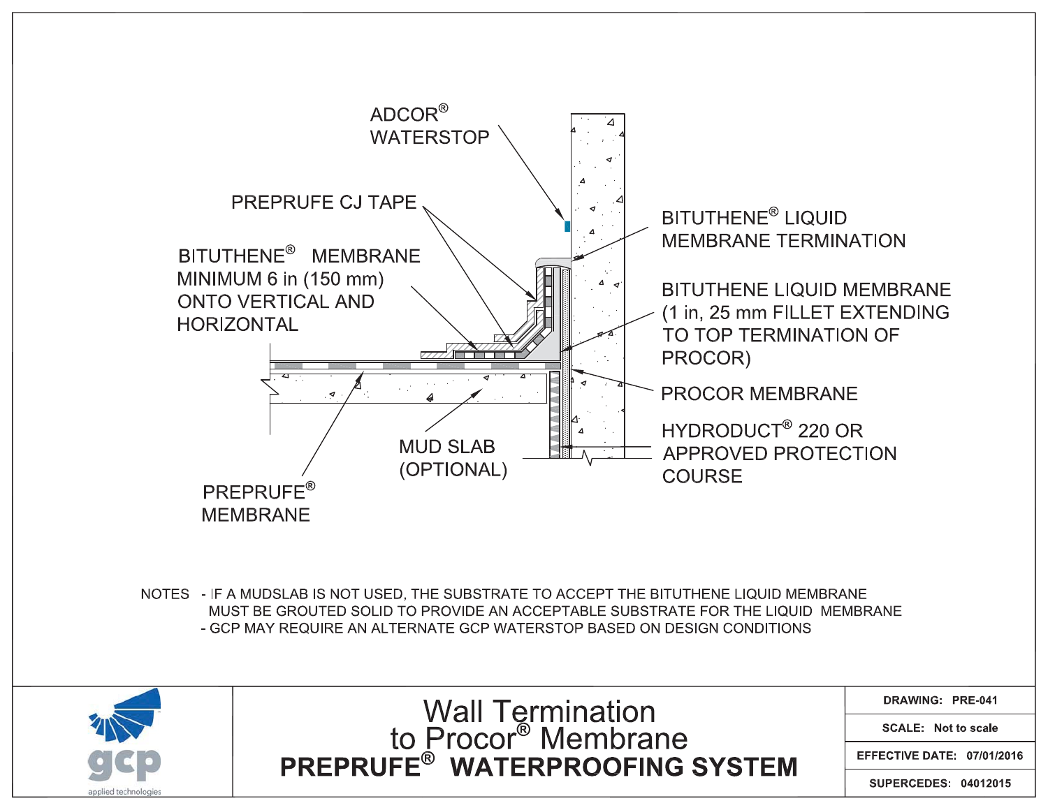ADCOR® WATERSTOP

PREPRUFE CJ TAPE

BITUTHENE® MEMBRANE MINIMUM 6 in (150 mm) ONTO VERTICAL AND HORIZONTAL

BITUTHENE® LIQUID MEMBRANE TERMINATION

BITUTHENE LIQUID MEMBRANE (1 in, 25 mm FILLET EXTENDING TO TOP TERMINATION OF PROCOR)

PROCOR MEMBRANE

HYDRODUCT® 220 OR APPROVED PROTECTION COURSE

MUD SLAB (OPTIONAL)

PREPRUFE® MEMBRANE

NOTES
- IF A MUDSLAB IS NOT USED, THE SUBSTRATE TO ACCEPT THE BITUTHENE LIQUID MEMBRANE MUST BE GROUTED SOLID TO PROVIDE AN ACCEPTABLE SUBSTRATE FOR THE LIQUID MEMBRANE
- GCP MAY REQUIRE AN ALTERNATE GCP WATERSTOP BASED ON DESIGN CONDITIONS

gcp applied technologies

# Wall Termination to Procor® Membrane

## PREPRUFE® WATERPROOFING SYSTEM

| | |
|---|---|
| DRAWING: | PRE-041 |
| SCALE: | Not to scale |
| EFFECTIVE DATE: | 07/01/2016 |
| SUPERCEDES: | 04012015 |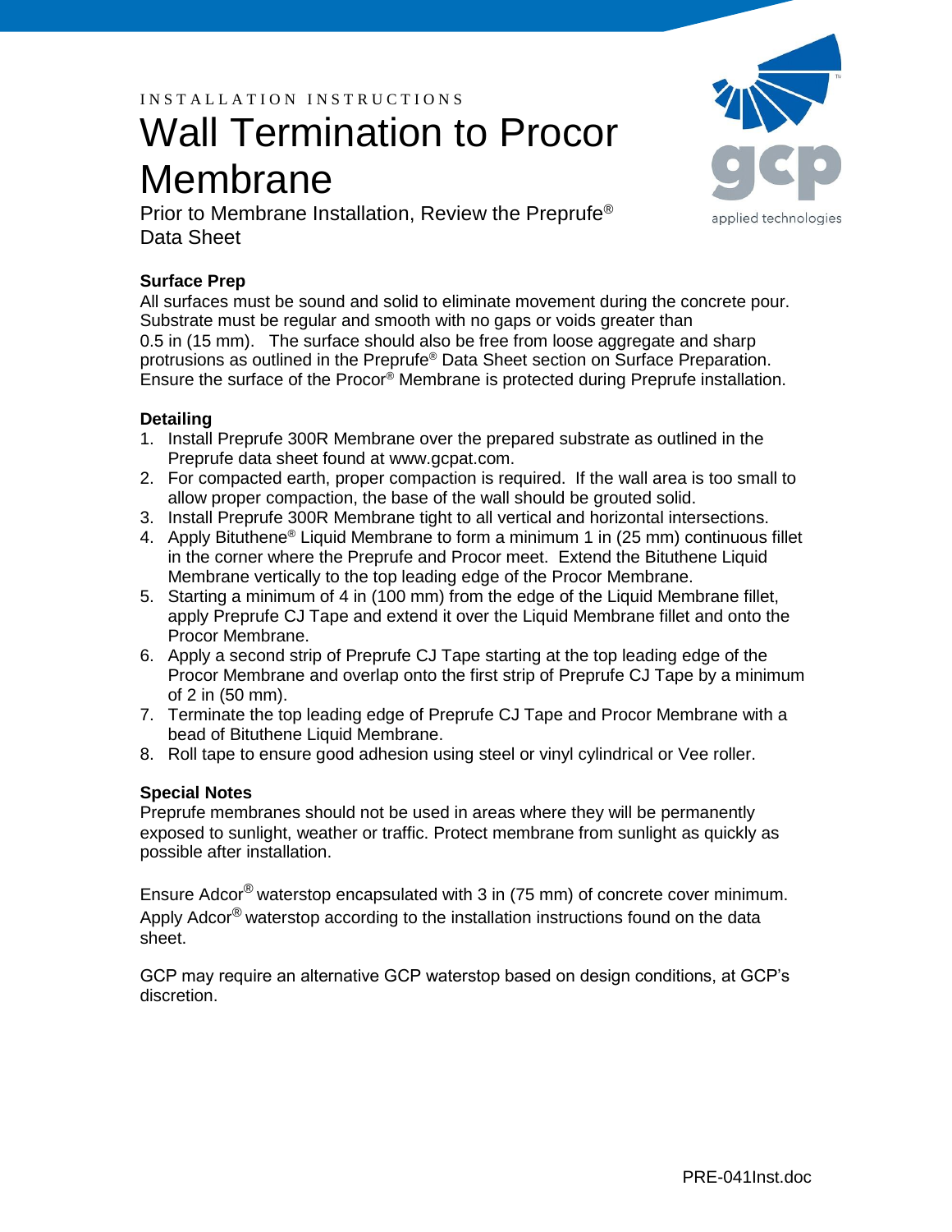INSTALLATION INSTRUCTIONS

# Wall Termination to Procor Membrane

Prior to Membrane Installation, Review the Preprufe® Data Sheet

### Surface Prep

All surfaces must be sound and solid to eliminate movement during the concrete pour. Substrate must be regular and smooth with no gaps or voids greater than 0.5 in (15 mm). The surface should also be free from loose aggregate and sharp protrusions as outlined in the Preprufe® Data Sheet section on Surface Preparation. Ensure the surface of the Procor® Membrane is protected during Preprufe installation.

### Detailing

1. Install Preprufe 300R Membrane over the prepared substrate as outlined in the Preprufe data sheet found at www.gcpat.com.
2. For compacted earth, proper compaction is required. If the wall area is too small to allow proper compaction, the base of the wall should be grouted solid.
3. Install Preprufe 300R Membrane tight to all vertical and horizontal intersections.
4. Apply Bituthene® Liquid Membrane to form a minimum 1 in (25 mm) continuous fillet in the corner where the Preprufe and Procor meet. Extend the Bituthene Liquid Membrane vertically to the top leading edge of the Procor Membrane.
5. Starting a minimum of 4 in (100 mm) from the edge of the Liquid Membrane fillet, apply Preprufe CJ Tape and extend it over the Liquid Membrane fillet and onto the Procor Membrane.
6. Apply a second strip of Preprufe CJ Tape starting at the top leading edge of the Procor Membrane and overlap onto the first strip of Preprufe CJ Tape by a minimum of 2 in (50 mm).
7. Terminate the top leading edge of Preprufe CJ Tape and Procor Membrane with a bead of Bituthene Liquid Membrane.
8. Roll tape to ensure good adhesion using steel or vinyl cylindrical or Vee roller.

### Special Notes

Preprufe membranes should not be used in areas where they will be permanently exposed to sunlight, weather or traffic. Protect membrane from sunlight as quickly as possible after installation.

Ensure Adcor® waterstop encapsulated with 3 in (75 mm) of concrete cover minimum. Apply Adcor® waterstop according to the installation instructions found on the data sheet.

GCP may require an alternative GCP waterstop based on design conditions, at GCP's discretion.

PRE-041Inst.doc